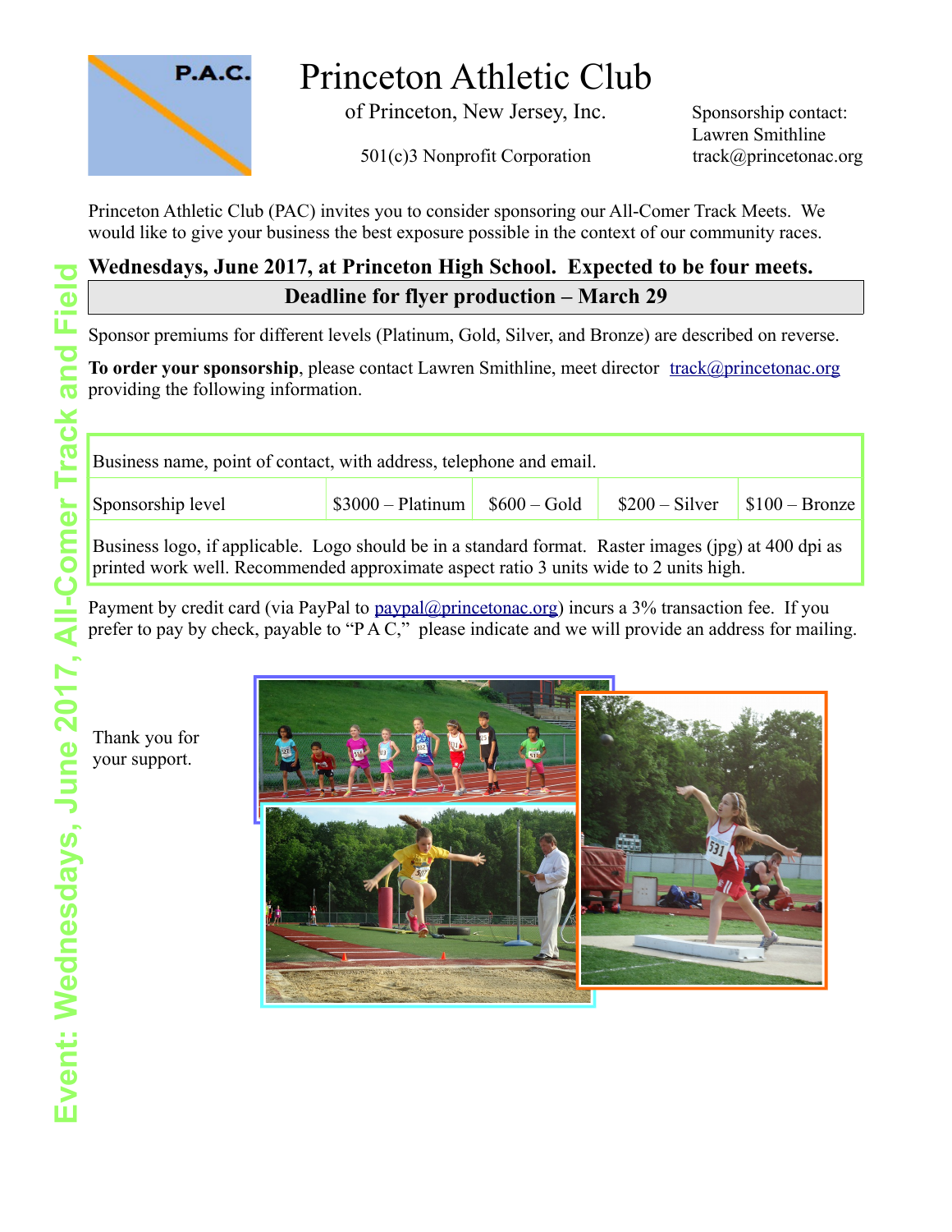P.A.C.

# Princeton Athletic Club

of Princeton, New Jersey, Inc.

501(c)3 Nonprofit Corporation

Sponsorship contact:
Lawren Smithline
track@princetonac.org

Event: Wednesdays, June 2017, All-Comer Track and Field

Princeton Athletic Club (PAC) invites you to consider sponsoring our All-Comer Track Meets. We would like to give your business the best exposure possible in the context of our community races.

**Wednesdays, June 2017, at Princeton High School. Expected to be four meets.**

**Deadline for flyer production – March 29**

Sponsor premiums for different levels (Platinum, Gold, Silver, and Bronze) are described on reverse.

**To order your sponsorship**, please contact Lawren Smithline, meet director track@princetonac.org providing the following information.

| Business name, point of contact, with address, telephone and email. | | | | |
|---|---|---|---|---|
| Sponsorship level | \$3000 – Platinum | \$600 – Gold | \$200 – Silver | \$100 – Bronze |
| Business logo, if applicable. Logo should be in a standard format. Raster images (jpg) at 400 dpi as printed work well. Recommended approximate aspect ratio 3 units wide to 2 units high. | | | | |

Payment by credit card (via PayPal to paypal@princetonac.org) incurs a 3% transaction fee. If you prefer to pay by check, payable to "P A C," please indicate and we will provide an address for mailing.

Thank you for your support.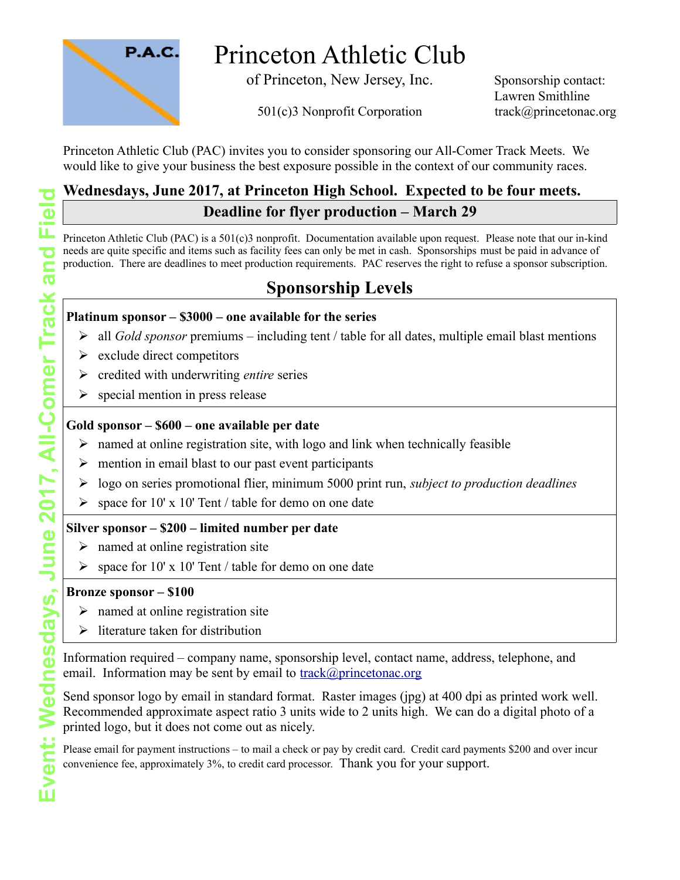P.A.C.

# Princeton Athletic Club

of Princeton, New Jersey, Inc.

501(c)3 Nonprofit Corporation

Sponsorship contact:
Lawren Smithline
track@princetonac.org

Event: Wednesdays, June 2017, All-Comer Track and Field

Princeton Athletic Club (PAC) invites you to consider sponsoring our All-Comer Track Meets. We would like to give your business the best exposure possible in the context of our community races.

**Wednesdays, June 2017, at Princeton High School. Expected to be four meets.**

**Deadline for flyer production – March 29**

Princeton Athletic Club (PAC) is a 501(c)3 nonprofit. Documentation available upon request. Please note that our in-kind needs are quite specific and items such as facility fees can only be met in cash. Sponsorships must be paid in advance of production. There are deadlines to meet production requirements. PAC reserves the right to refuse a sponsor subscription.

## Sponsorship Levels

**Platinum sponsor – $3000 – one available for the series**

- all *Gold sponsor* premiums – including tent / table for all dates, multiple email blast mentions
- exclude direct competitors
- credited with underwriting *entire* series
- special mention in press release

**Gold sponsor – $600 – one available per date**

- named at online registration site, with logo and link when technically feasible
- mention in email blast to our past event participants
- logo on series promotional flier, minimum 5000 print run, *subject to production deadlines*
- space for 10' x 10' Tent / table for demo on one date

**Silver sponsor – $200 – limited number per date**

- named at online registration site
- space for 10' x 10' Tent / table for demo on one date

**Bronze sponsor – $100**

- named at online registration site
- literature taken for distribution

Information required – company name, sponsorship level, contact name, address, telephone, and email. Information may be sent by email to track@princetonac.org

Send sponsor logo by email in standard format. Raster images (jpg) at 400 dpi as printed work well. Recommended approximate aspect ratio 3 units wide to 2 units high. We can do a digital photo of a printed logo, but it does not come out as nicely.

Please email for payment instructions – to mail a check or pay by credit card. Credit card payments $200 and over incur convenience fee, approximately 3%, to credit card processor. Thank you for your support.